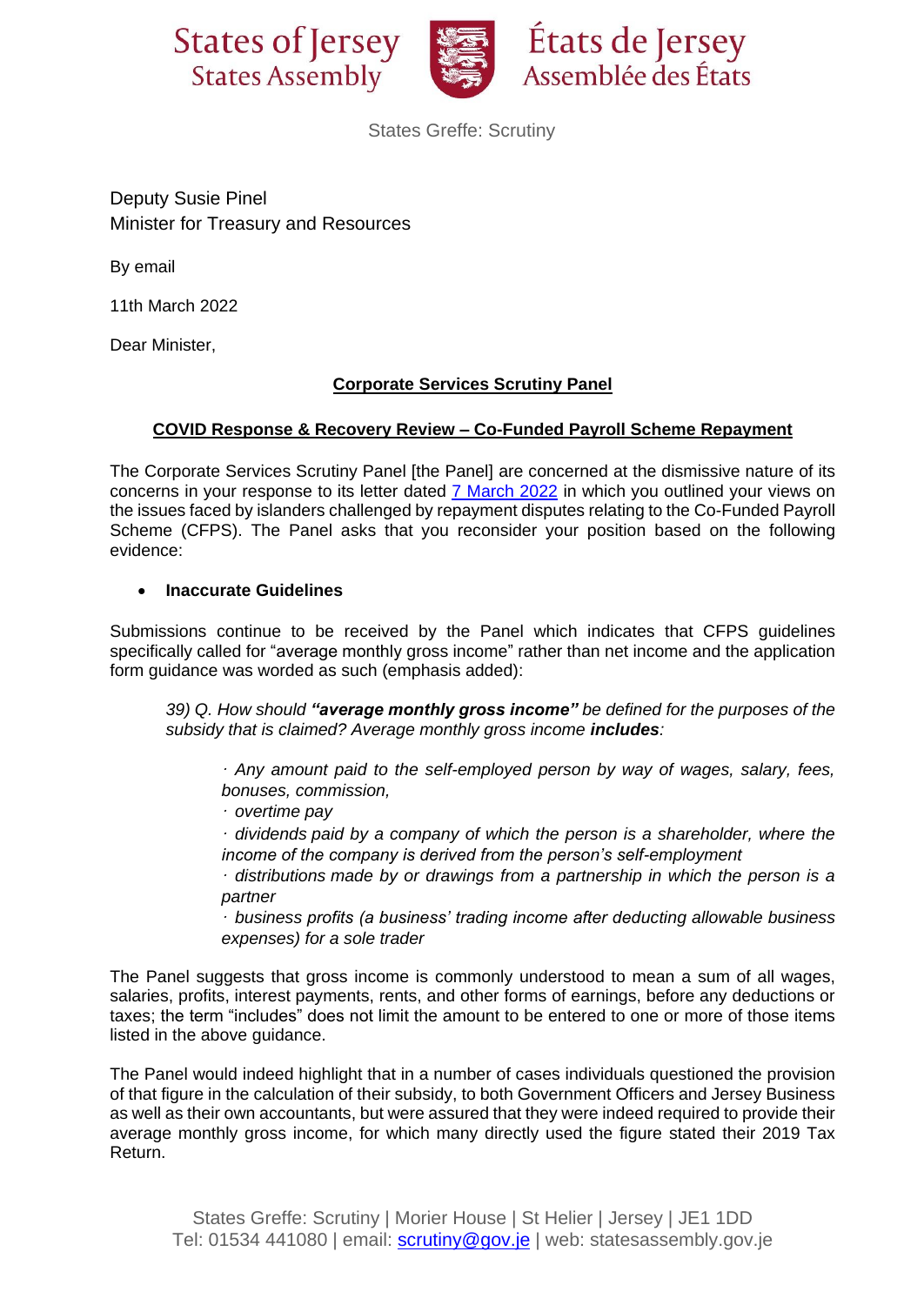States of Jersey
States Assembly

États de Jersey
Assemblée des États

States Greffe: Scrutiny

Deputy Susie Pinel
Minister for Treasury and Resources

By email

11th March 2022

Dear Minister,

**Corporate Services Scrutiny Panel**

**COVID Response & Recovery Review – Co-Funded Payroll Scheme Repayment**

The Corporate Services Scrutiny Panel [the Panel] are concerned at the dismissive nature of its concerns in your response to its letter dated 7 March 2022 in which you outlined your views on the issues faced by islanders challenged by repayment disputes relating to the Co-Funded Payroll Scheme (CFPS). The Panel asks that you reconsider your position based on the following evidence:

- **Inaccurate Guidelines**

Submissions continue to be received by the Panel which indicates that CFPS guidelines specifically called for "average monthly gross income" rather than net income and the application form guidance was worded as such (emphasis added):

> *39) Q. How should **"average monthly gross income"** be defined for the purposes of the subsidy that is claimed? Average monthly gross income **includes**:*
>
> *· Any amount paid to the self-employed person by way of wages, salary, fees, bonuses, commission,*
> *· overtime pay*
> *· dividends paid by a company of which the person is a shareholder, where the income of the company is derived from the person's self-employment*
> *· distributions made by or drawings from a partnership in which the person is a partner*
> *· business profits (a business' trading income after deducting allowable business expenses) for a sole trader*

The Panel suggests that gross income is commonly understood to mean a sum of all wages, salaries, profits, interest payments, rents, and other forms of earnings, before any deductions or taxes; the term "includes" does not limit the amount to be entered to one or more of those items listed in the above guidance.

The Panel would indeed highlight that in a number of cases individuals questioned the provision of that figure in the calculation of their subsidy, to both Government Officers and Jersey Business as well as their own accountants, but were assured that they were indeed required to provide their average monthly gross income, for which many directly used the figure stated their 2019 Tax Return.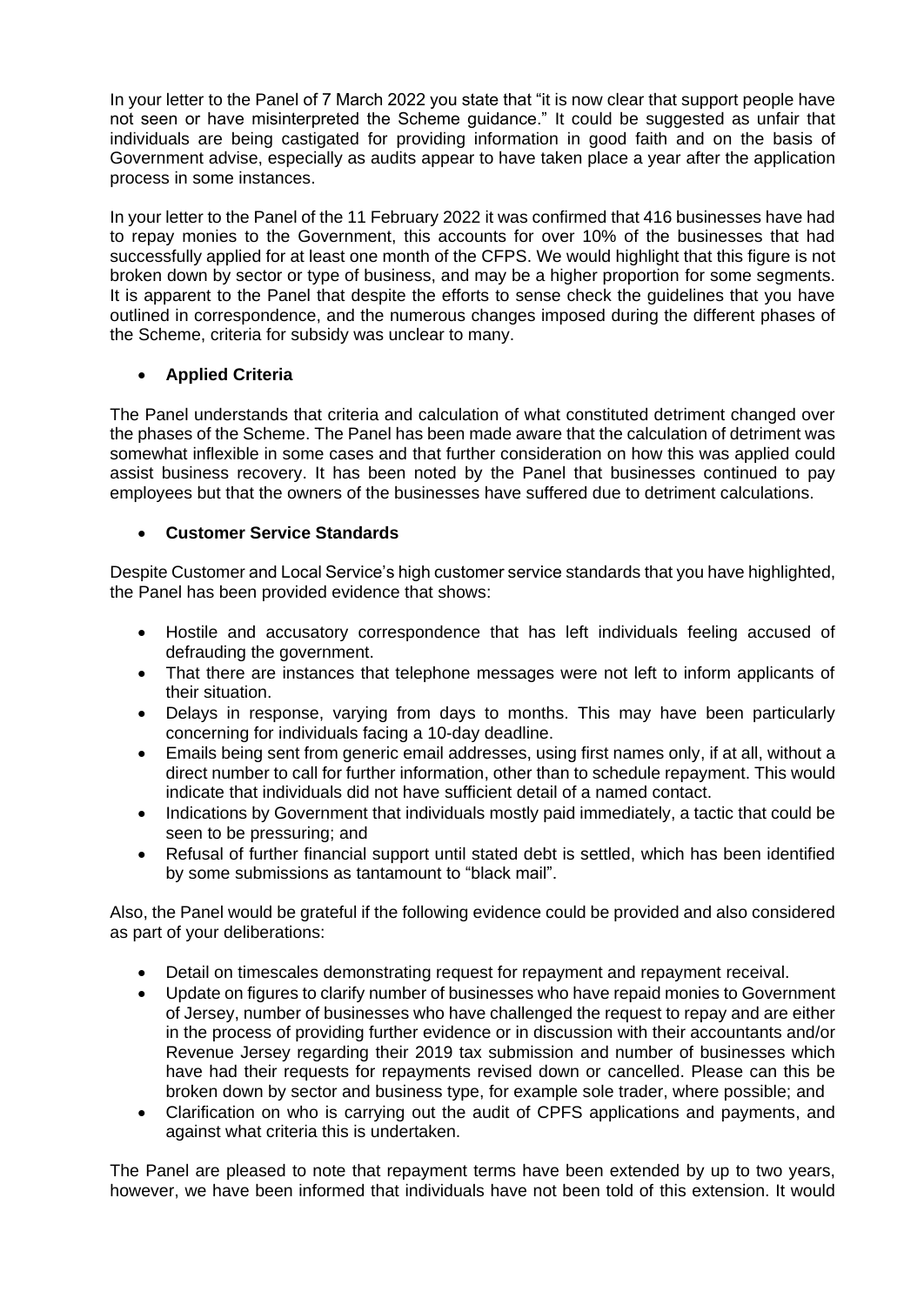In your letter to the Panel of 7 March 2022 you state that "it is now clear that support people have not seen or have misinterpreted the Scheme guidance." It could be suggested as unfair that individuals are being castigated for providing information in good faith and on the basis of Government advise, especially as audits appear to have taken place a year after the application process in some instances.

In your letter to the Panel of the 11 February 2022 it was confirmed that 416 businesses have had to repay monies to the Government, this accounts for over 10% of the businesses that had successfully applied for at least one month of the CFPS. We would highlight that this figure is not broken down by sector or type of business, and may be a higher proportion for some segments. It is apparent to the Panel that despite the efforts to sense check the guidelines that you have outlined in correspondence, and the numerous changes imposed during the different phases of the Scheme, criteria for subsidy was unclear to many.

- **Applied Criteria**

The Panel understands that criteria and calculation of what constituted detriment changed over the phases of the Scheme. The Panel has been made aware that the calculation of detriment was somewhat inflexible in some cases and that further consideration on how this was applied could assist business recovery. It has been noted by the Panel that businesses continued to pay employees but that the owners of the businesses have suffered due to detriment calculations.

- **Customer Service Standards**

Despite Customer and Local Service's high customer service standards that you have highlighted, the Panel has been provided evidence that shows:

- Hostile and accusatory correspondence that has left individuals feeling accused of defrauding the government.
- That there are instances that telephone messages were not left to inform applicants of their situation.
- Delays in response, varying from days to months. This may have been particularly concerning for individuals facing a 10-day deadline.
- Emails being sent from generic email addresses, using first names only, if at all, without a direct number to call for further information, other than to schedule repayment. This would indicate that individuals did not have sufficient detail of a named contact.
- Indications by Government that individuals mostly paid immediately, a tactic that could be seen to be pressuring; and
- Refusal of further financial support until stated debt is settled, which has been identified by some submissions as tantamount to "black mail".

Also, the Panel would be grateful if the following evidence could be provided and also considered as part of your deliberations:

- Detail on timescales demonstrating request for repayment and repayment receival.
- Update on figures to clarify number of businesses who have repaid monies to Government of Jersey, number of businesses who have challenged the request to repay and are either in the process of providing further evidence or in discussion with their accountants and/or Revenue Jersey regarding their 2019 tax submission and number of businesses which have had their requests for repayments revised down or cancelled. Please can this be broken down by sector and business type, for example sole trader, where possible; and
- Clarification on who is carrying out the audit of CPFS applications and payments, and against what criteria this is undertaken.

The Panel are pleased to note that repayment terms have been extended by up to two years, however, we have been informed that individuals have not been told of this extension. It would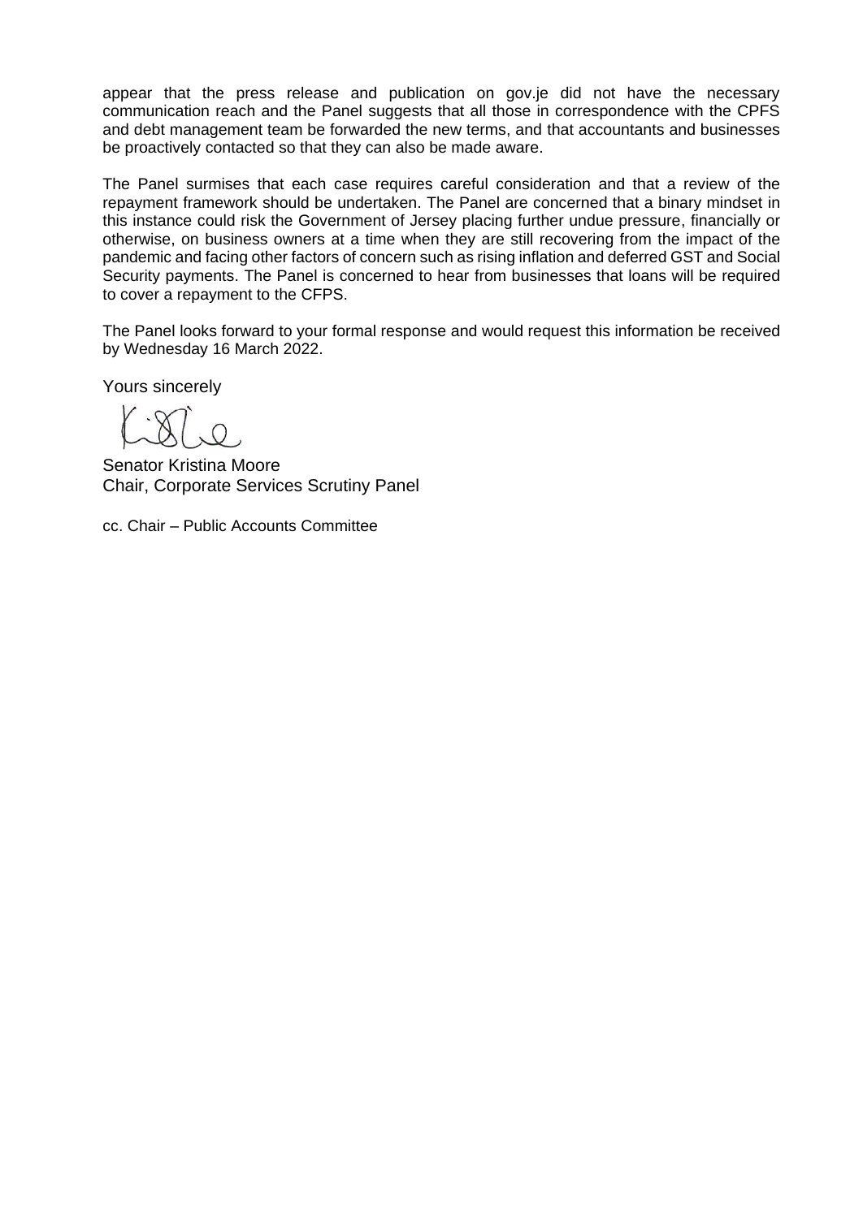appear that the press release and publication on gov.je did not have the necessary communication reach and the Panel suggests that all those in correspondence with the CPFS and debt management team be forwarded the new terms, and that accountants and businesses be proactively contacted so that they can also be made aware.

The Panel surmises that each case requires careful consideration and that a review of the repayment framework should be undertaken. The Panel are concerned that a binary mindset in this instance could risk the Government of Jersey placing further undue pressure, financially or otherwise, on business owners at a time when they are still recovering from the impact of the pandemic and facing other factors of concern such as rising inflation and deferred GST and Social Security payments. The Panel is concerned to hear from businesses that loans will be required to cover a repayment to the CFPS.

The Panel looks forward to your formal response and would request this information be received by Wednesday 16 March 2022.

Yours sincerely

Senator Kristina Moore
Chair, Corporate Services Scrutiny Panel

cc. Chair – Public Accounts Committee